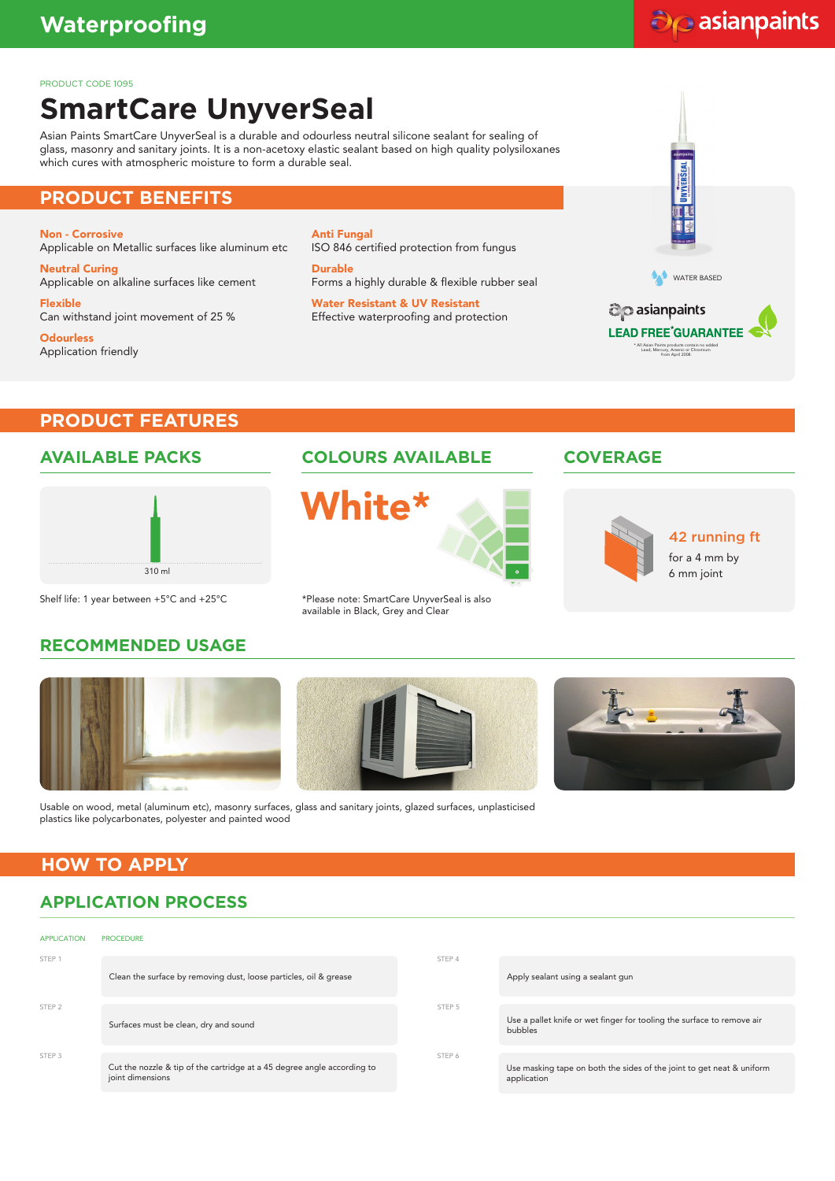# Waterproofing

PRODUCT CODE 1095

# SmartCare UnyverSeal

Asian Paints SmartCare UnyverSeal is a durable and odourless neutral silicone sealant for sealing of glass, masonry and sanitary joints. It is a non-acetoxy elastic sealant based on high quality polysiloxanes which cures with atmospheric moisture to form a durable seal.

## PRODUCT BENEFITS

**Non - Corrosive**
Applicable on Metallic surfaces like aluminum etc

**Neutral Curing**
Applicable on alkaline surfaces like cement

**Flexible**
Can withstand joint movement of 25 %

**Odourless**
Application friendly

**Anti Fungal**
ISO 846 certified protection from fungus

**Durable**
Forms a highly durable & flexible rubber seal

**Water Resistant & UV Resistant**
Effective waterproofing and protection

WATER BASED

asianpaints LEAD FREE* GUARANTEE

* All Asian Paints products contain no added Lead, Mercury, Arsenic or Chromium from April 2008

## PRODUCT FEATURES

### AVAILABLE PACKS

310 ml

Shelf life: 1 year between +5°C and +25°C

### COLOURS AVAILABLE

**White***

*Please note: SmartCare UnyverSeal is also available in Black, Grey and Clear

### COVERAGE

**42 running ft**
for a 4 mm by 6 mm joint

### RECOMMENDED USAGE

Usable on wood, metal (aluminum etc), masonry surfaces, glass and sanitary joints, glazed surfaces, unplasticised plastics like polycarbonates, polyester and painted wood

## HOW TO APPLY

### APPLICATION PROCESS

| APPLICATION | PROCEDURE |
|---|---|
| STEP 1 | Clean the surface by removing dust, loose particles, oil & grease |
| STEP 2 | Surfaces must be clean, dry and sound |
| STEP 3 | Cut the nozzle & tip of the cartridge at a 45 degree angle according to joint dimensions |
| STEP 4 | Apply sealant using a sealant gun |
| STEP 5 | Use a pallet knife or wet finger for tooling the surface to remove air bubbles |
| STEP 6 | Use masking tape on both the sides of the joint to get neat & uniform application |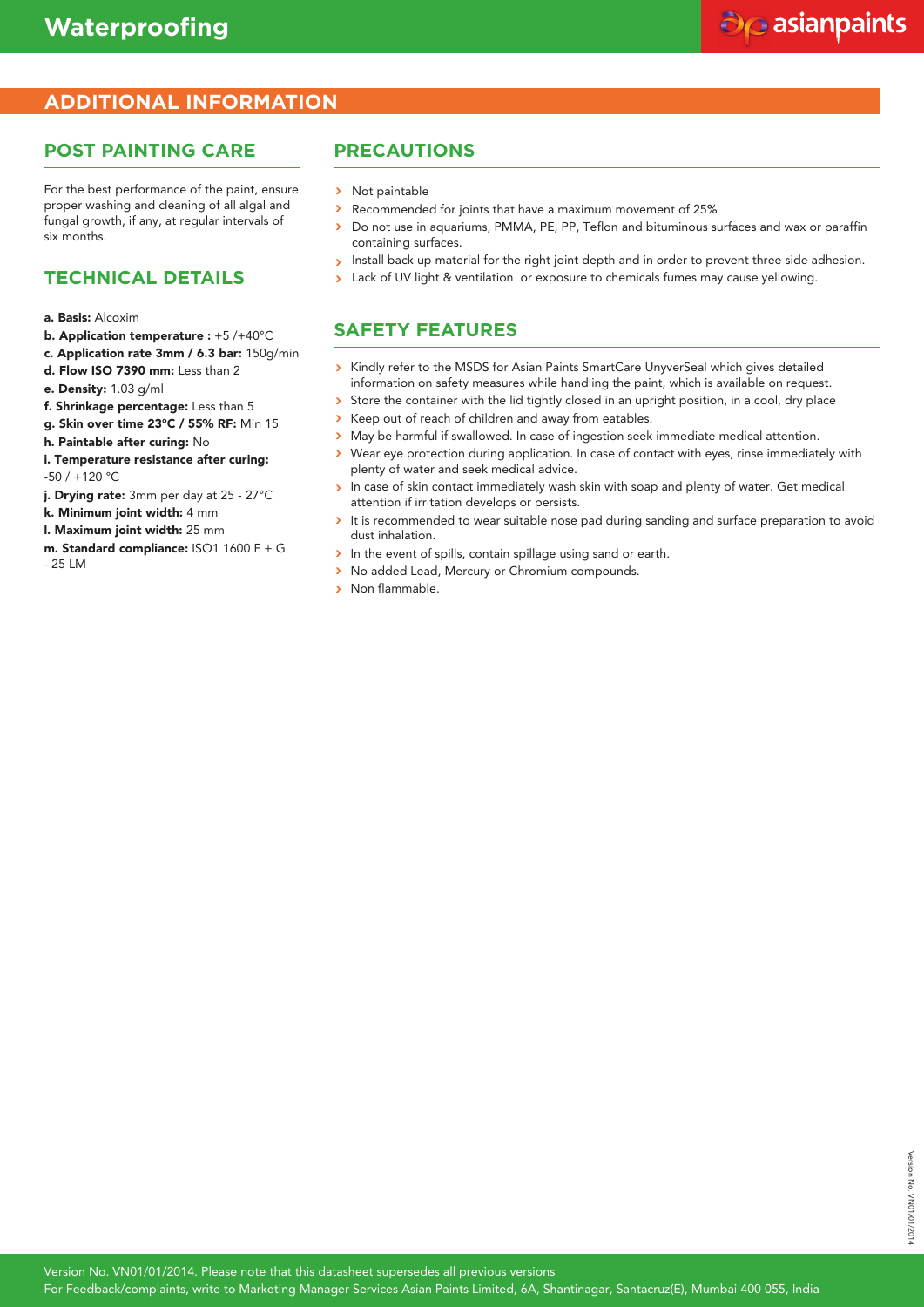## ADDITIONAL INFORMATION

### POST PAINTING CARE

For the best performance of the paint, ensure proper washing and cleaning of all algal and fungal growth, if any, at regular intervals of six months.

### TECHNICAL DETAILS

**a. Basis:** Alcoxim
**b. Application temperature :** +5 /+40°C
**c. Application rate 3mm / 6.3 bar:** 150g/min
**d. Flow ISO 7390 mm:** Less than 2
**e. Density:** 1.03 g/ml
**f. Shrinkage percentage:** Less than 5
**g. Skin over time 23°C / 55% RF:** Min 15
**h. Paintable after curing:** No
**i. Temperature resistance after curing:** -50 / +120 °C
**j. Drying rate:** 3mm per day at 25 - 27°C
**k. Minimum joint width:** 4 mm
**l. Maximum joint width:** 25 mm
**m. Standard compliance:** ISO1 1600 F + G - 25 LM

### PRECAUTIONS

- Not paintable
- Recommended for joints that have a maximum movement of 25%
- Do not use in aquariums, PMMA, PE, PP, Teflon and bituminous surfaces and wax or paraffin containing surfaces.
- Install back up material for the right joint depth and in order to prevent three side adhesion.
- Lack of UV light & ventilation or exposure to chemicals fumes may cause yellowing.

### SAFETY FEATURES

- Kindly refer to the MSDS for Asian Paints SmartCare UnyverSeal which gives detailed information on safety measures while handling the paint, which is available on request.
- Store the container with the lid tightly closed in an upright position, in a cool, dry place
- Keep out of reach of children and away from eatables.
- May be harmful if swallowed. In case of ingestion seek immediate medical attention.
- Wear eye protection during application. In case of contact with eyes, rinse immediately with plenty of water and seek medical advice.
- In case of skin contact immediately wash skin with soap and plenty of water. Get medical attention if irritation develops or persists.
- It is recommended to wear suitable nose pad during sanding and surface preparation to avoid dust inhalation.
- In the event of spills, contain spillage using sand or earth.
- No added Lead, Mercury or Chromium compounds.
- Non flammable.

Version No. VN01/01/2014. Please note that this datasheet supersedes all previous versions
For Feedback/complaints, write to Marketing Manager Services Asian Paints Limited, 6A, Shantinagar, Santacruz(E), Mumbai 400 055, India